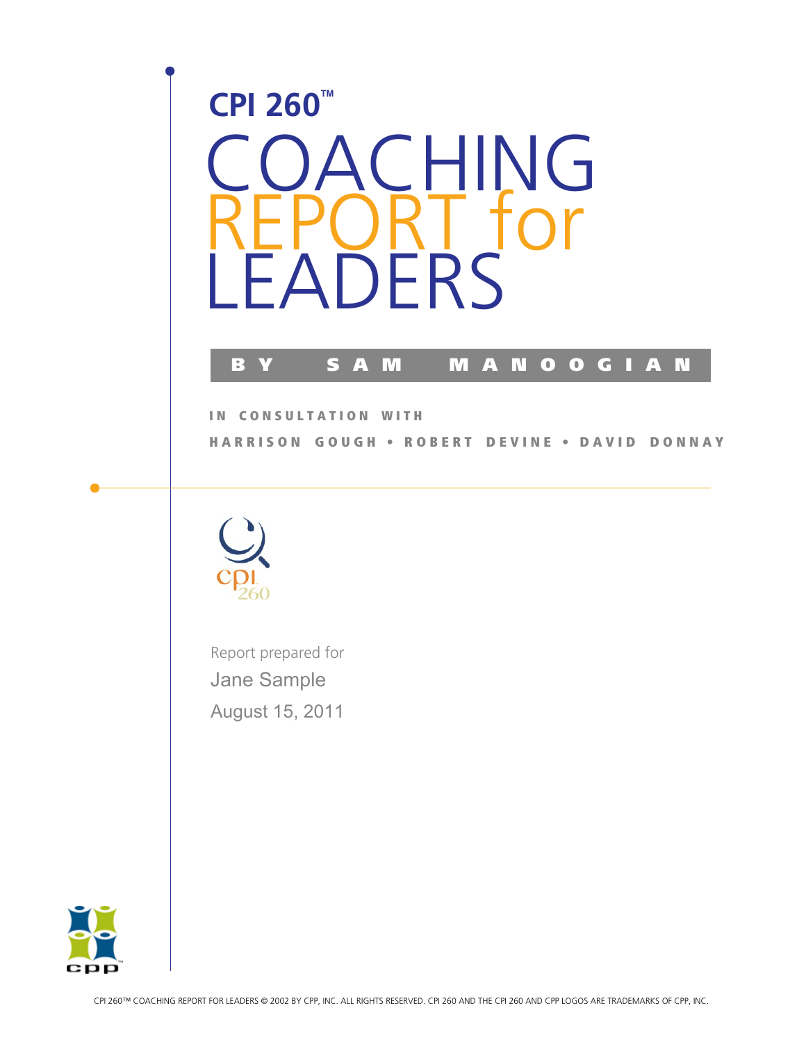# CPI 260™

# COACHING REPORT for LEADERS

BY SAM MANOOGIAN

IN CONSULTATION WITH

HARRISON GOUGH • ROBERT DEVINE • DAVID DONNAY

Report prepared for

Jane Sample

August 15, 2011

CPI 260™ COACHING REPORT FOR LEADERS © 2002 BY CPP, INC. ALL RIGHTS RESERVED. CPI 260 AND THE CPI 260 AND CPP LOGOS ARE TRADEMARKS OF CPP, INC.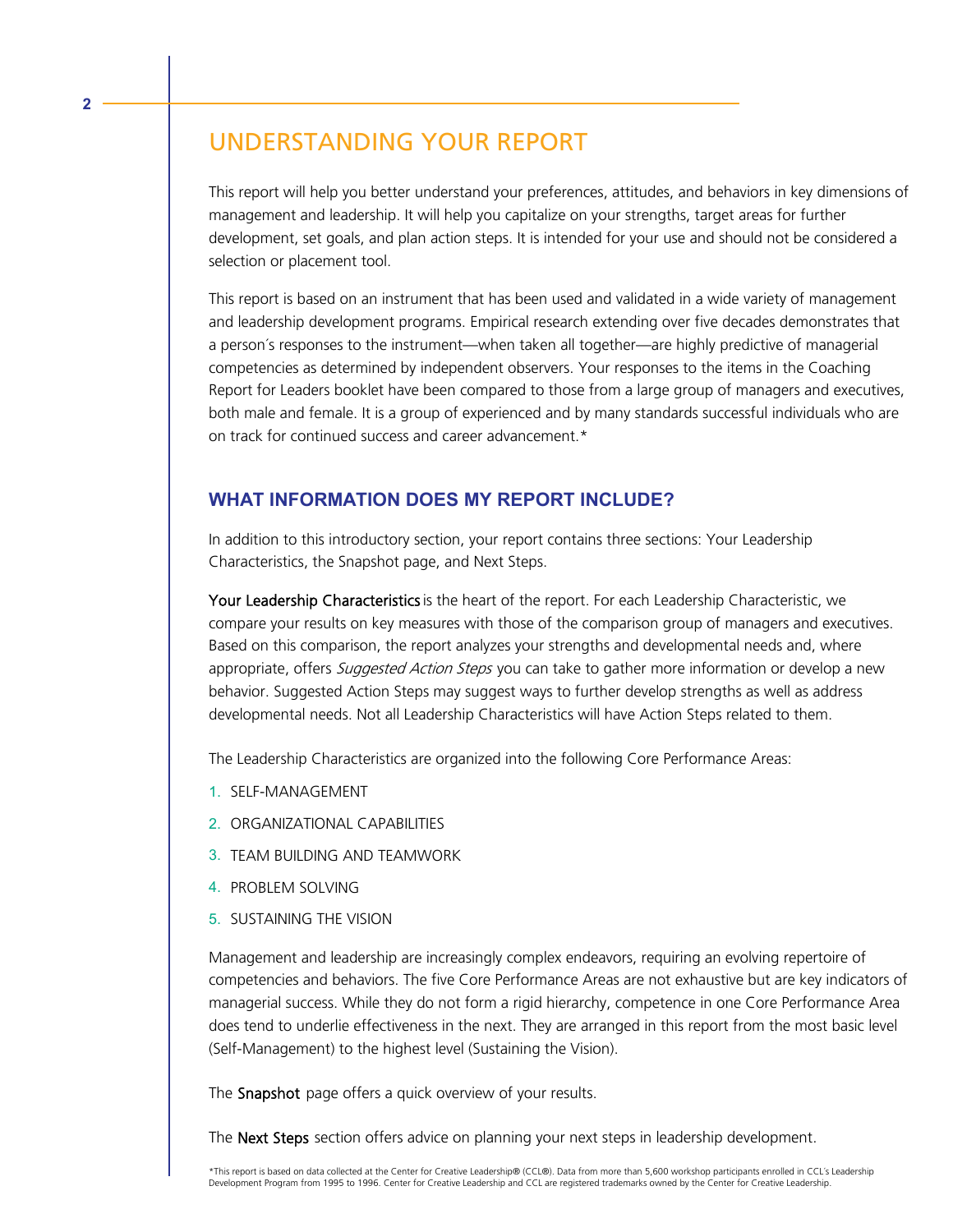# UNDERSTANDING YOUR REPORT

This report will help you better understand your preferences, attitudes, and behaviors in key dimensions of management and leadership. It will help you capitalize on your strengths, target areas for further development, set goals, and plan action steps. It is intended for your use and should not be considered a selection or placement tool.

This report is based on an instrument that has been used and validated in a wide variety of management and leadership development programs. Empirical research extending over five decades demonstrates that a person´s responses to the instrument—when taken all together—are highly predictive of managerial competencies as determined by independent observers. Your responses to the items in the Coaching Report for Leaders booklet have been compared to those from a large group of managers and executives, both male and female. It is a group of experienced and by many standards successful individuals who are on track for continued success and career advancement.*

## WHAT INFORMATION DOES MY REPORT INCLUDE?

In addition to this introductory section, your report contains three sections: Your Leadership Characteristics, the Snapshot page, and Next Steps.

**Your Leadership Characteristics** is the heart of the report. For each Leadership Characteristic, we compare your results on key measures with those of the comparison group of managers and executives. Based on this comparison, the report analyzes your strengths and developmental needs and, where appropriate, offers *Suggested Action Steps* you can take to gather more information or develop a new behavior. Suggested Action Steps may suggest ways to further develop strengths as well as address developmental needs. Not all Leadership Characteristics will have Action Steps related to them.

The Leadership Characteristics are organized into the following Core Performance Areas:

1. SELF-MANAGEMENT
2. ORGANIZATIONAL CAPABILITIES
3. TEAM BUILDING AND TEAMWORK
4. PROBLEM SOLVING
5. SUSTAINING THE VISION

Management and leadership are increasingly complex endeavors, requiring an evolving repertoire of competencies and behaviors. The five Core Performance Areas are not exhaustive but are key indicators of managerial success. While they do not form a rigid hierarchy, competence in one Core Performance Area does tend to underlie effectiveness in the next. They are arranged in this report from the most basic level (Self-Management) to the highest level (Sustaining the Vision).

The **Snapshot** page offers a quick overview of your results.

The **Next Steps** section offers advice on planning your next steps in leadership development.

*This report is based on data collected at the Center for Creative Leadership® (CCL®). Data from more than 5,600 workshop participants enrolled in CCL's Leadership Development Program from 1995 to 1996. Center for Creative Leadership and CCL are registered trademarks owned by the Center for Creative Leadership.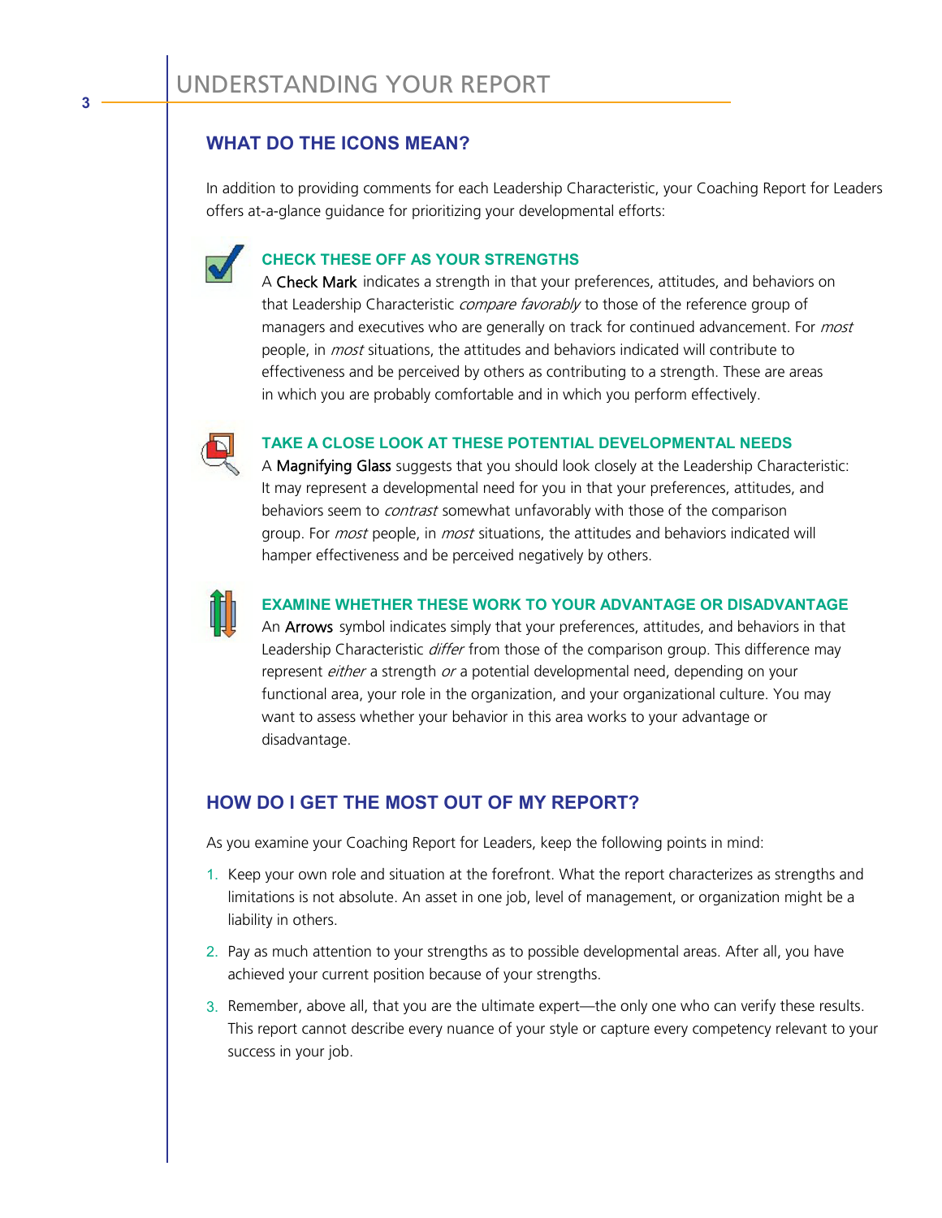# UNDERSTANDING YOUR REPORT

## WHAT DO THE ICONS MEAN?

In addition to providing comments for each Leadership Characteristic, your Coaching Report for Leaders offers at-a-glance guidance for prioritizing your developmental efforts:

### CHECK THESE OFF AS YOUR STRENGTHS

A Check Mark indicates a strength in that your preferences, attitudes, and behaviors on that Leadership Characteristic *compare favorably* to those of the reference group of managers and executives who are generally on track for continued advancement. For *most* people, in *most* situations, the attitudes and behaviors indicated will contribute to effectiveness and be perceived by others as contributing to a strength. These are areas in which you are probably comfortable and in which you perform effectively.

### TAKE A CLOSE LOOK AT THESE POTENTIAL DEVELOPMENTAL NEEDS

A Magnifying Glass suggests that you should look closely at the Leadership Characteristic: It may represent a developmental need for you in that your preferences, attitudes, and behaviors seem to *contrast* somewhat unfavorably with those of the comparison group. For *most* people, in *most* situations, the attitudes and behaviors indicated will hamper effectiveness and be perceived negatively by others.

### EXAMINE WHETHER THESE WORK TO YOUR ADVANTAGE OR DISADVANTAGE

An Arrows symbol indicates simply that your preferences, attitudes, and behaviors in that Leadership Characteristic *differ* from those of the comparison group. This difference may represent *either* a strength *or* a potential developmental need, depending on your functional area, your role in the organization, and your organizational culture. You may want to assess whether your behavior in this area works to your advantage or disadvantage.

## HOW DO I GET THE MOST OUT OF MY REPORT?

As you examine your Coaching Report for Leaders, keep the following points in mind:

1. Keep your own role and situation at the forefront. What the report characterizes as strengths and limitations is not absolute. An asset in one job, level of management, or organization might be a liability in others.
2. Pay as much attention to your strengths as to possible developmental areas. After all, you have achieved your current position because of your strengths.
3. Remember, above all, that you are the ultimate expert—the only one who can verify these results. This report cannot describe every nuance of your style or capture every competency relevant to your success in your job.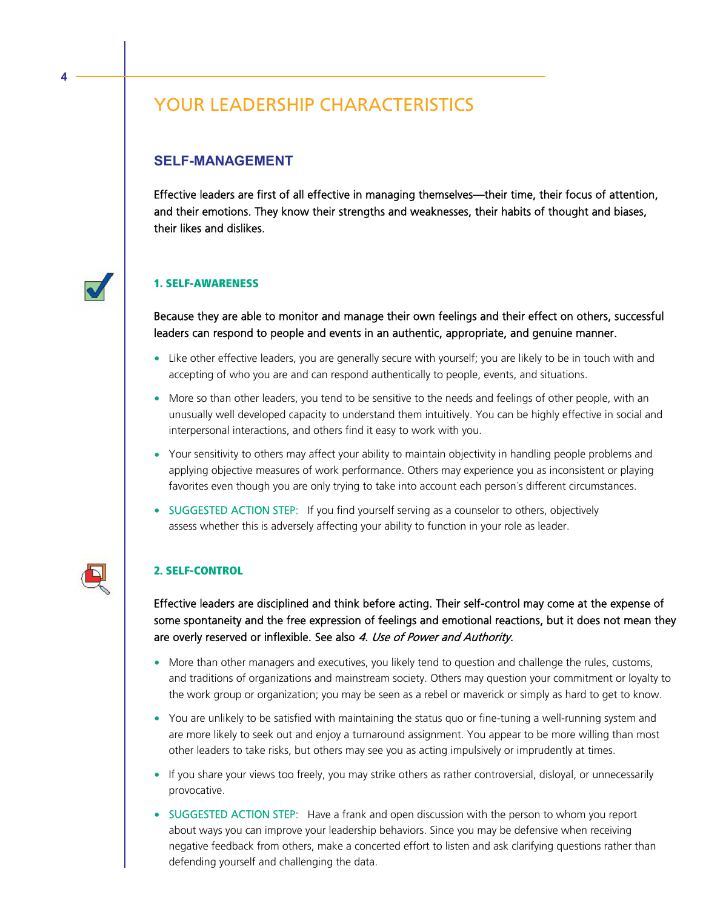# YOUR LEADERSHIP CHARACTERISTICS

## SELF-MANAGEMENT

Effective leaders are first of all effective in managing themselves—their time, their focus of attention, and their emotions. They know their strengths and weaknesses, their habits of thought and biases, their likes and dislikes.

### 1. SELF-AWARENESS

Because they are able to monitor and manage their own feelings and their effect on others, successful leaders can respond to people and events in an authentic, appropriate, and genuine manner.

- Like other effective leaders, you are generally secure with yourself; you are likely to be in touch with and accepting of who you are and can respond authentically to people, events, and situations.
- More so than other leaders, you tend to be sensitive to the needs and feelings of other people, with an unusually well developed capacity to understand them intuitively. You can be highly effective in social and interpersonal interactions, and others find it easy to work with you.
- Your sensitivity to others may affect your ability to maintain objectivity in handling people problems and applying objective measures of work performance. Others may experience you as inconsistent or playing favorites even though you are only trying to take into account each person´s different circumstances.
- SUGGESTED ACTION STEP: If you find yourself serving as a counselor to others, objectively assess whether this is adversely affecting your ability to function in your role as leader.

### 2. SELF-CONTROL

Effective leaders are disciplined and think before acting. Their self-control may come at the expense of some spontaneity and the free expression of feelings and emotional reactions, but it does not mean they are overly reserved or inflexible. See also *4. Use of Power and Authority.*

- More than other managers and executives, you likely tend to question and challenge the rules, customs, and traditions of organizations and mainstream society. Others may question your commitment or loyalty to the work group or organization; you may be seen as a rebel or maverick or simply as hard to get to know.
- You are unlikely to be satisfied with maintaining the status quo or fine-tuning a well-running system and are more likely to seek out and enjoy a turnaround assignment. You appear to be more willing than most other leaders to take risks, but others may see you as acting impulsively or imprudently at times.
- If you share your views too freely, you may strike others as rather controversial, disloyal, or unnecessarily provocative.
- SUGGESTED ACTION STEP: Have a frank and open discussion with the person to whom you report about ways you can improve your leadership behaviors. Since you may be defensive when receiving negative feedback from others, make a concerted effort to listen and ask clarifying questions rather than defending yourself and challenging the data.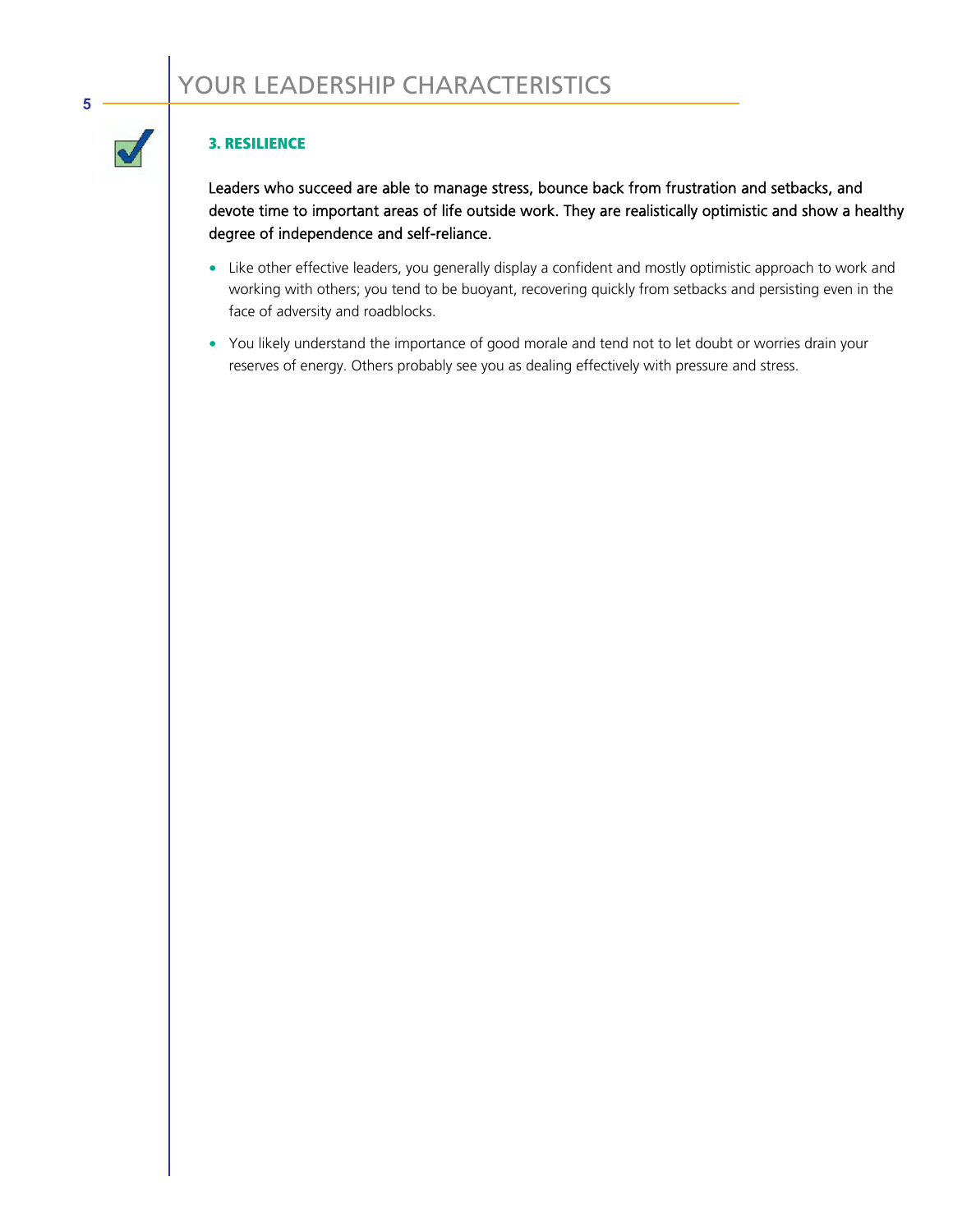## 3. RESILIENCE

Leaders who succeed are able to manage stress, bounce back from frustration and setbacks, and devote time to important areas of life outside work. They are realistically optimistic and show a healthy degree of independence and self-reliance.

- Like other effective leaders, you generally display a confident and mostly optimistic approach to work and working with others; you tend to be buoyant, recovering quickly from setbacks and persisting even in the face of adversity and roadblocks.
- You likely understand the importance of good morale and tend not to let doubt or worries drain your reserves of energy. Others probably see you as dealing effectively with pressure and stress.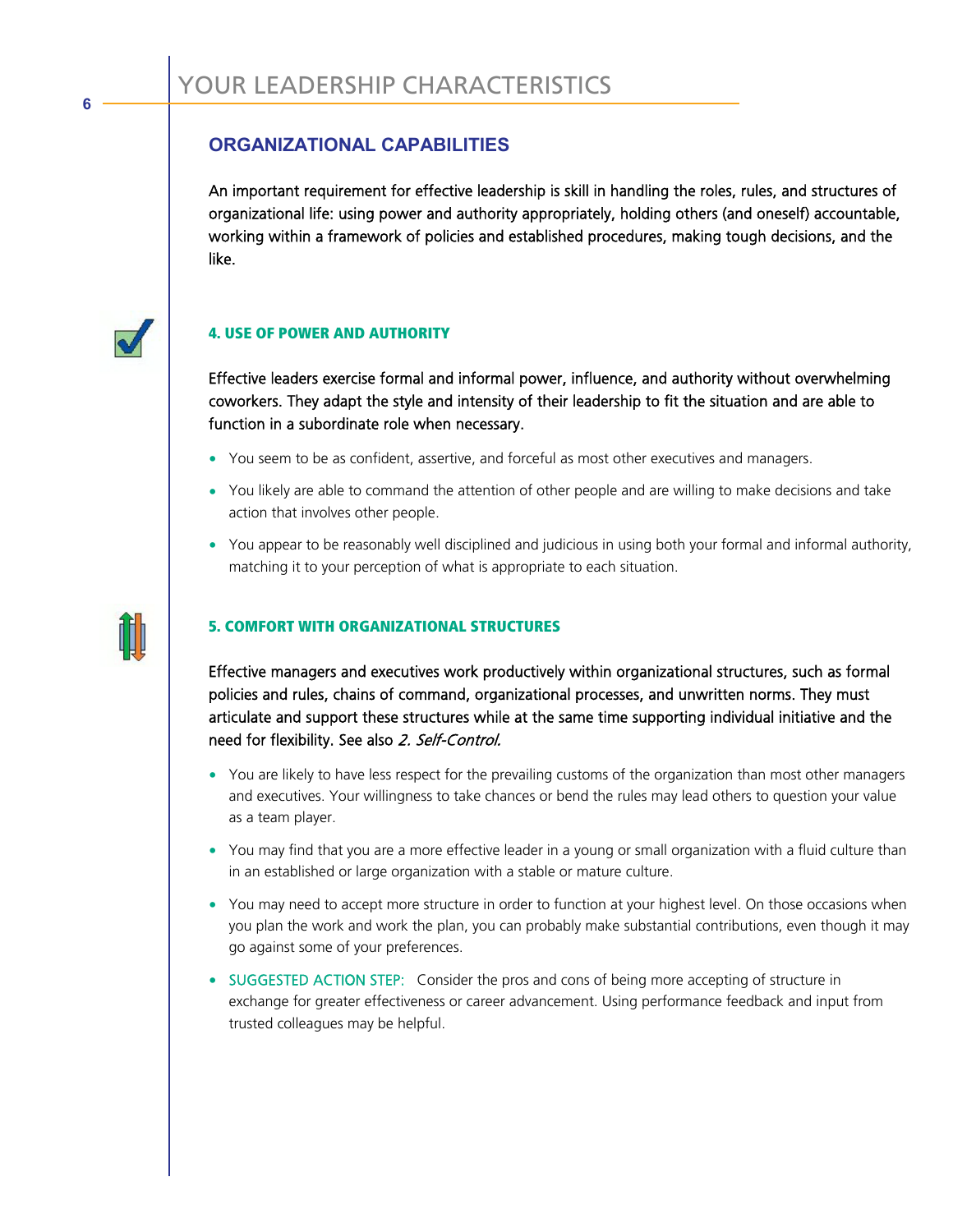## ORGANIZATIONAL CAPABILITIES

An important requirement for effective leadership is skill in handling the roles, rules, and structures of organizational life: using power and authority appropriately, holding others (and oneself) accountable, working within a framework of policies and established procedures, making tough decisions, and the like.

### 4. USE OF POWER AND AUTHORITY

Effective leaders exercise formal and informal power, influence, and authority without overwhelming coworkers. They adapt the style and intensity of their leadership to fit the situation and are able to function in a subordinate role when necessary.

- You seem to be as confident, assertive, and forceful as most other executives and managers.
- You likely are able to command the attention of other people and are willing to make decisions and take action that involves other people.
- You appear to be reasonably well disciplined and judicious in using both your formal and informal authority, matching it to your perception of what is appropriate to each situation.

### 5. COMFORT WITH ORGANIZATIONAL STRUCTURES

Effective managers and executives work productively within organizational structures, such as formal policies and rules, chains of command, organizational processes, and unwritten norms. They must articulate and support these structures while at the same time supporting individual initiative and the need for flexibility. See also *2. Self-Control.*

- You are likely to have less respect for the prevailing customs of the organization than most other managers and executives. Your willingness to take chances or bend the rules may lead others to question your value as a team player.
- You may find that you are a more effective leader in a young or small organization with a fluid culture than in an established or large organization with a stable or mature culture.
- You may need to accept more structure in order to function at your highest level. On those occasions when you plan the work and work the plan, you can probably make substantial contributions, even though it may go against some of your preferences.
- SUGGESTED ACTION STEP: Consider the pros and cons of being more accepting of structure in exchange for greater effectiveness or career advancement. Using performance feedback and input from trusted colleagues may be helpful.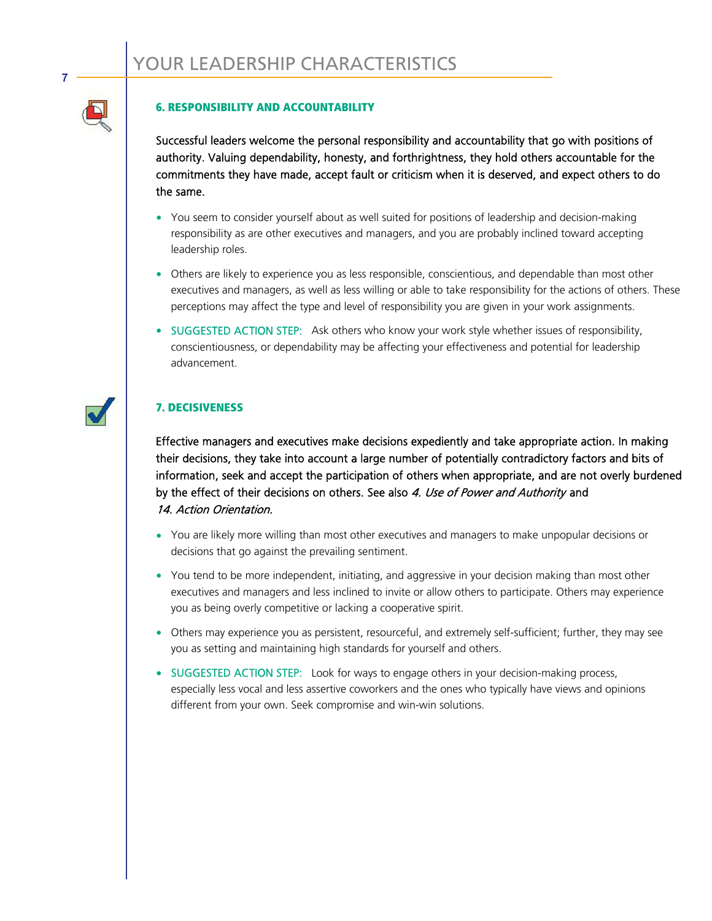## 6. RESPONSIBILITY AND ACCOUNTABILITY

Successful leaders welcome the personal responsibility and accountability that go with positions of authority. Valuing dependability, honesty, and forthrightness, they hold others accountable for the commitments they have made, accept fault or criticism when it is deserved, and expect others to do the same.

- You seem to consider yourself about as well suited for positions of leadership and decision-making responsibility as are other executives and managers, and you are probably inclined toward accepting leadership roles.
- Others are likely to experience you as less responsible, conscientious, and dependable than most other executives and managers, as well as less willing or able to take responsibility for the actions of others. These perceptions may affect the type and level of responsibility you are given in your work assignments.
- SUGGESTED ACTION STEP: Ask others who know your work style whether issues of responsibility, conscientiousness, or dependability may be affecting your effectiveness and potential for leadership advancement.

## 7. DECISIVENESS

Effective managers and executives make decisions expediently and take appropriate action. In making their decisions, they take into account a large number of potentially contradictory factors and bits of information, seek and accept the participation of others when appropriate, and are not overly burdened by the effect of their decisions on others. See also *4. Use of Power and Authority* and *14. Action Orientation.*

- You are likely more willing than most other executives and managers to make unpopular decisions or decisions that go against the prevailing sentiment.
- You tend to be more independent, initiating, and aggressive in your decision making than most other executives and managers and less inclined to invite or allow others to participate. Others may experience you as being overly competitive or lacking a cooperative spirit.
- Others may experience you as persistent, resourceful, and extremely self-sufficient; further, they may see you as setting and maintaining high standards for yourself and others.
- SUGGESTED ACTION STEP: Look for ways to engage others in your decision-making process, especially less vocal and less assertive coworkers and the ones who typically have views and opinions different from your own. Seek compromise and win-win solutions.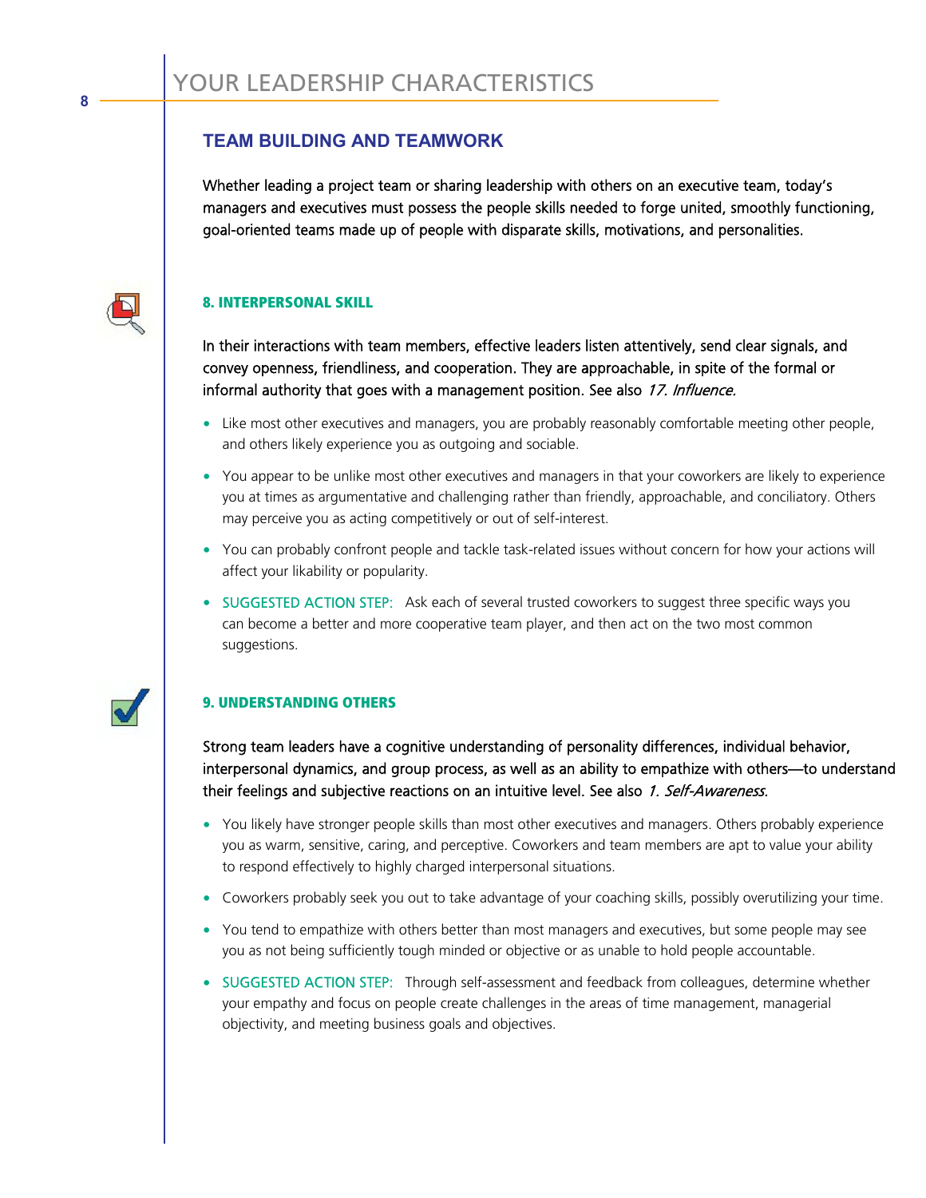## TEAM BUILDING AND TEAMWORK

Whether leading a project team or sharing leadership with others on an executive team, today's managers and executives must possess the people skills needed to forge united, smoothly functioning, goal-oriented teams made up of people with disparate skills, motivations, and personalities.

### 8. INTERPERSONAL SKILL

In their interactions with team members, effective leaders listen attentively, send clear signals, and convey openness, friendliness, and cooperation. They are approachable, in spite of the formal or informal authority that goes with a management position. See also *17. Influence.*

- Like most other executives and managers, you are probably reasonably comfortable meeting other people, and others likely experience you as outgoing and sociable.
- You appear to be unlike most other executives and managers in that your coworkers are likely to experience you at times as argumentative and challenging rather than friendly, approachable, and conciliatory. Others may perceive you as acting competitively or out of self-interest.
- You can probably confront people and tackle task-related issues without concern for how your actions will affect your likability or popularity.
- SUGGESTED ACTION STEP: Ask each of several trusted coworkers to suggest three specific ways you can become a better and more cooperative team player, and then act on the two most common suggestions.

### 9. UNDERSTANDING OTHERS

Strong team leaders have a cognitive understanding of personality differences, individual behavior, interpersonal dynamics, and group process, as well as an ability to empathize with others—to understand their feelings and subjective reactions on an intuitive level. See also *1. Self-Awareness.*

- You likely have stronger people skills than most other executives and managers. Others probably experience you as warm, sensitive, caring, and perceptive. Coworkers and team members are apt to value your ability to respond effectively to highly charged interpersonal situations.
- Coworkers probably seek you out to take advantage of your coaching skills, possibly overutilizing your time.
- You tend to empathize with others better than most managers and executives, but some people may see you as not being sufficiently tough minded or objective or as unable to hold people accountable.
- SUGGESTED ACTION STEP: Through self-assessment and feedback from colleagues, determine whether your empathy and focus on people create challenges in the areas of time management, managerial objectivity, and meeting business goals and objectives.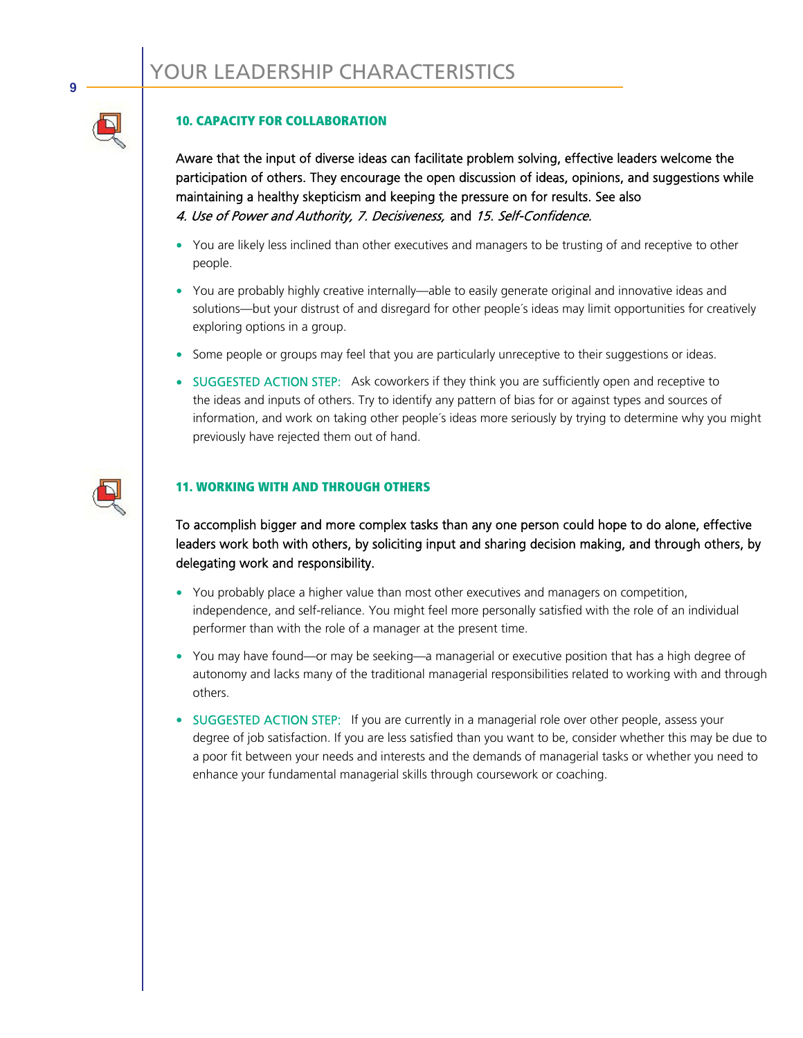## 10. CAPACITY FOR COLLABORATION

Aware that the input of diverse ideas can facilitate problem solving, effective leaders welcome the participation of others. They encourage the open discussion of ideas, opinions, and suggestions while maintaining a healthy skepticism and keeping the pressure on for results. See also *4. Use of Power and Authority, 7. Decisiveness,* and *15. Self-Confidence.*

- You are likely less inclined than other executives and managers to be trusting of and receptive to other people.
- You are probably highly creative internally—able to easily generate original and innovative ideas and solutions—but your distrust of and disregard for other people´s ideas may limit opportunities for creatively exploring options in a group.
- Some people or groups may feel that you are particularly unreceptive to their suggestions or ideas.
- SUGGESTED ACTION STEP: Ask coworkers if they think you are sufficiently open and receptive to the ideas and inputs of others. Try to identify any pattern of bias for or against types and sources of information, and work on taking other people´s ideas more seriously by trying to determine why you might previously have rejected them out of hand.

## 11. WORKING WITH AND THROUGH OTHERS

To accomplish bigger and more complex tasks than any one person could hope to do alone, effective leaders work both with others, by soliciting input and sharing decision making, and through others, by delegating work and responsibility.

- You probably place a higher value than most other executives and managers on competition, independence, and self-reliance. You might feel more personally satisfied with the role of an individual performer than with the role of a manager at the present time.
- You may have found—or may be seeking—a managerial or executive position that has a high degree of autonomy and lacks many of the traditional managerial responsibilities related to working with and through others.
- SUGGESTED ACTION STEP: If you are currently in a managerial role over other people, assess your degree of job satisfaction. If you are less satisfied than you want to be, consider whether this may be due to a poor fit between your needs and interests and the demands of managerial tasks or whether you need to enhance your fundamental managerial skills through coursework or coaching.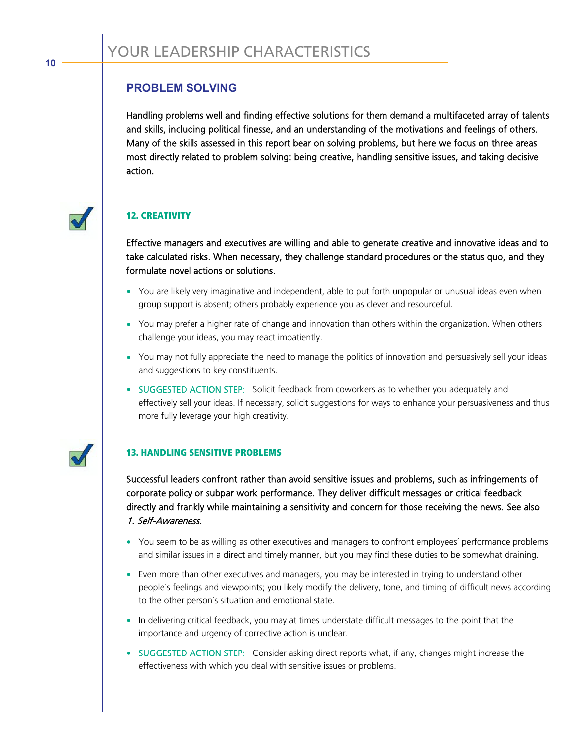# YOUR LEADERSHIP CHARACTERISTICS

## PROBLEM SOLVING

Handling problems well and finding effective solutions for them demand a multifaceted array of talents and skills, including political finesse, and an understanding of the motivations and feelings of others. Many of the skills assessed in this report bear on solving problems, but here we focus on three areas most directly related to problem solving: being creative, handling sensitive issues, and taking decisive action.

### 12. CREATIVITY

Effective managers and executives are willing and able to generate creative and innovative ideas and to take calculated risks. When necessary, they challenge standard procedures or the status quo, and they formulate novel actions or solutions.

- You are likely very imaginative and independent, able to put forth unpopular or unusual ideas even when group support is absent; others probably experience you as clever and resourceful.
- You may prefer a higher rate of change and innovation than others within the organization. When others challenge your ideas, you may react impatiently.
- You may not fully appreciate the need to manage the politics of innovation and persuasively sell your ideas and suggestions to key constituents.
- SUGGESTED ACTION STEP: Solicit feedback from coworkers as to whether you adequately and effectively sell your ideas. If necessary, solicit suggestions for ways to enhance your persuasiveness and thus more fully leverage your high creativity.

### 13. HANDLING SENSITIVE PROBLEMS

Successful leaders confront rather than avoid sensitive issues and problems, such as infringements of corporate policy or subpar work performance. They deliver difficult messages or critical feedback directly and frankly while maintaining a sensitivity and concern for those receiving the news. See also *1. Self-Awareness.*

- You seem to be as willing as other executives and managers to confront employees´ performance problems and similar issues in a direct and timely manner, but you may find these duties to be somewhat draining.
- Even more than other executives and managers, you may be interested in trying to understand other people´s feelings and viewpoints; you likely modify the delivery, tone, and timing of difficult news according to the other person´s situation and emotional state.
- In delivering critical feedback, you may at times understate difficult messages to the point that the importance and urgency of corrective action is unclear.
- SUGGESTED ACTION STEP: Consider asking direct reports what, if any, changes might increase the effectiveness with which you deal with sensitive issues or problems.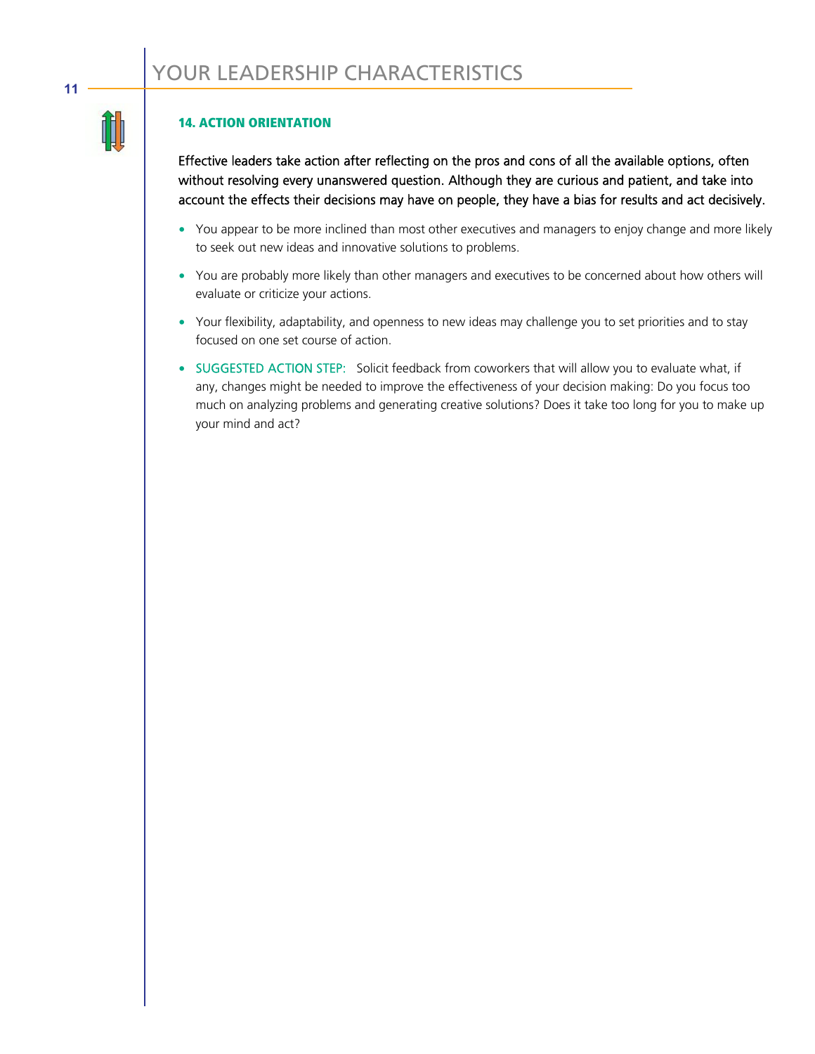# YOUR LEADERSHIP CHARACTERISTICS

## 14. ACTION ORIENTATION

Effective leaders take action after reflecting on the pros and cons of all the available options, often without resolving every unanswered question. Although they are curious and patient, and take into account the effects their decisions may have on people, they have a bias for results and act decisively.

- You appear to be more inclined than most other executives and managers to enjoy change and more likely to seek out new ideas and innovative solutions to problems.
- You are probably more likely than other managers and executives to be concerned about how others will evaluate or criticize your actions.
- Your flexibility, adaptability, and openness to new ideas may challenge you to set priorities and to stay focused on one set course of action.
- SUGGESTED ACTION STEP: Solicit feedback from coworkers that will allow you to evaluate what, if any, changes might be needed to improve the effectiveness of your decision making: Do you focus too much on analyzing problems and generating creative solutions? Does it take too long for you to make up your mind and act?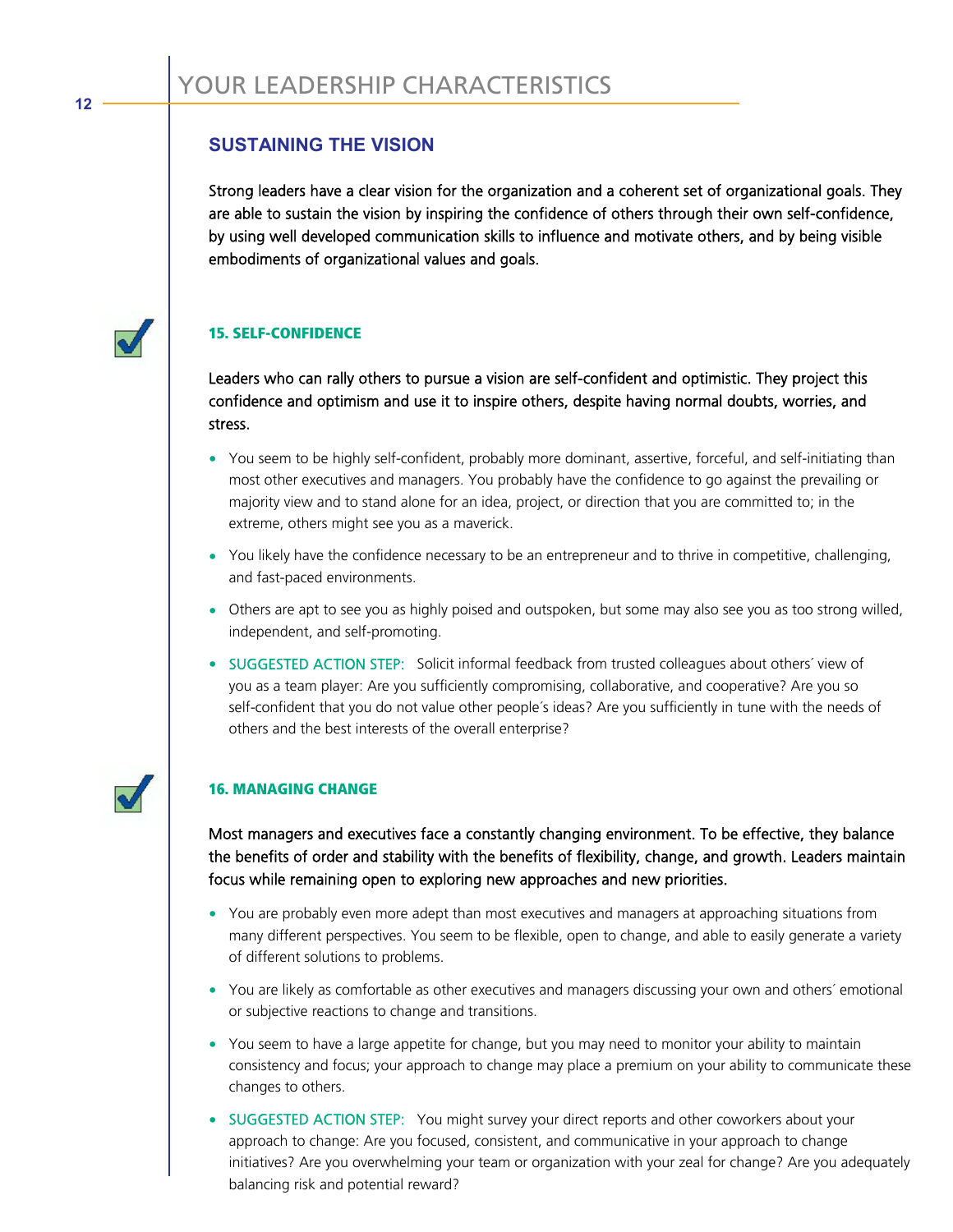# YOUR LEADERSHIP CHARACTERISTICS

## SUSTAINING THE VISION

Strong leaders have a clear vision for the organization and a coherent set of organizational goals. They are able to sustain the vision by inspiring the confidence of others through their own self-confidence, by using well developed communication skills to influence and motivate others, and by being visible embodiments of organizational values and goals.

### 15. SELF-CONFIDENCE

Leaders who can rally others to pursue a vision are self-confident and optimistic. They project this confidence and optimism and use it to inspire others, despite having normal doubts, worries, and stress.

- You seem to be highly self-confident, probably more dominant, assertive, forceful, and self-initiating than most other executives and managers. You probably have the confidence to go against the prevailing or majority view and to stand alone for an idea, project, or direction that you are committed to; in the extreme, others might see you as a maverick.
- You likely have the confidence necessary to be an entrepreneur and to thrive in competitive, challenging, and fast-paced environments.
- Others are apt to see you as highly poised and outspoken, but some may also see you as too strong willed, independent, and self-promoting.
- SUGGESTED ACTION STEP: Solicit informal feedback from trusted colleagues about others´ view of you as a team player: Are you sufficiently compromising, collaborative, and cooperative? Are you so self-confident that you do not value other people´s ideas? Are you sufficiently in tune with the needs of others and the best interests of the overall enterprise?

### 16. MANAGING CHANGE

Most managers and executives face a constantly changing environment. To be effective, they balance the benefits of order and stability with the benefits of flexibility, change, and growth. Leaders maintain focus while remaining open to exploring new approaches and new priorities.

- You are probably even more adept than most executives and managers at approaching situations from many different perspectives. You seem to be flexible, open to change, and able to easily generate a variety of different solutions to problems.
- You are likely as comfortable as other executives and managers discussing your own and others´ emotional or subjective reactions to change and transitions.
- You seem to have a large appetite for change, but you may need to monitor your ability to maintain consistency and focus; your approach to change may place a premium on your ability to communicate these changes to others.
- SUGGESTED ACTION STEP: You might survey your direct reports and other coworkers about your approach to change: Are you focused, consistent, and communicative in your approach to change initiatives? Are you overwhelming your team or organization with your zeal for change? Are you adequately balancing risk and potential reward?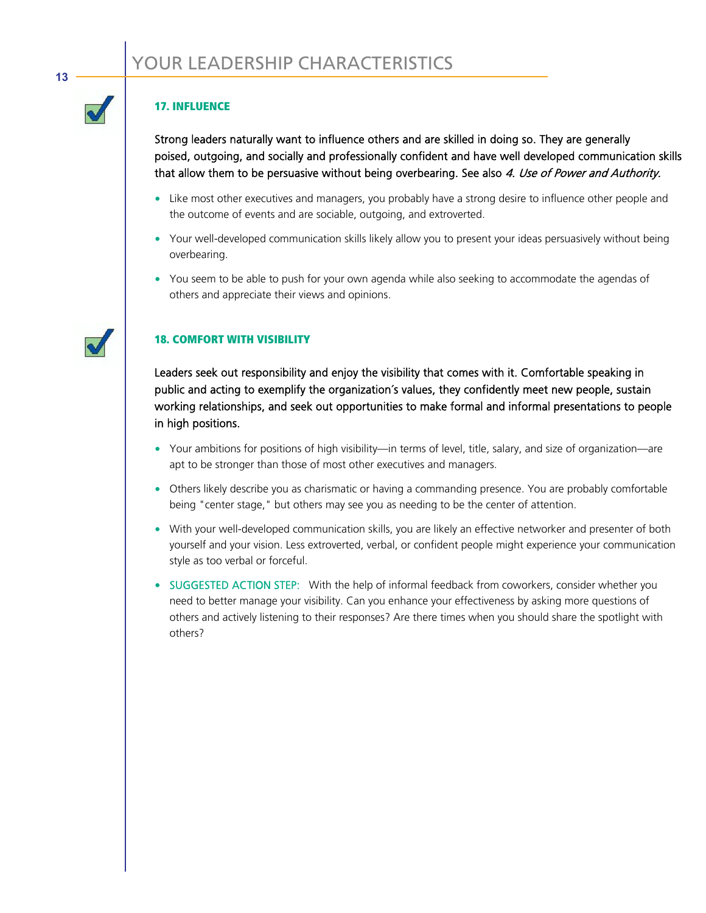# YOUR LEADERSHIP CHARACTERISTICS

### 17. INFLUENCE

Strong leaders naturally want to influence others and are skilled in doing so. They are generally poised, outgoing, and socially and professionally confident and have well developed communication skills that allow them to be persuasive without being overbearing. See also *4. Use of Power and Authority.*

- Like most other executives and managers, you probably have a strong desire to influence other people and the outcome of events and are sociable, outgoing, and extroverted.
- Your well-developed communication skills likely allow you to present your ideas persuasively without being overbearing.
- You seem to be able to push for your own agenda while also seeking to accommodate the agendas of others and appreciate their views and opinions.

### 18. COMFORT WITH VISIBILITY

Leaders seek out responsibility and enjoy the visibility that comes with it. Comfortable speaking in public and acting to exemplify the organization´s values, they confidently meet new people, sustain working relationships, and seek out opportunities to make formal and informal presentations to people in high positions.

- Your ambitions for positions of high visibility—in terms of level, title, salary, and size of organization—are apt to be stronger than those of most other executives and managers.
- Others likely describe you as charismatic or having a commanding presence. You are probably comfortable being "center stage," but others may see you as needing to be the center of attention.
- With your well-developed communication skills, you are likely an effective networker and presenter of both yourself and your vision. Less extroverted, verbal, or confident people might experience your communication style as too verbal or forceful.
- SUGGESTED ACTION STEP: With the help of informal feedback from coworkers, consider whether you need to better manage your visibility. Can you enhance your effectiveness by asking more questions of others and actively listening to their responses? Are there times when you should share the spotlight with others?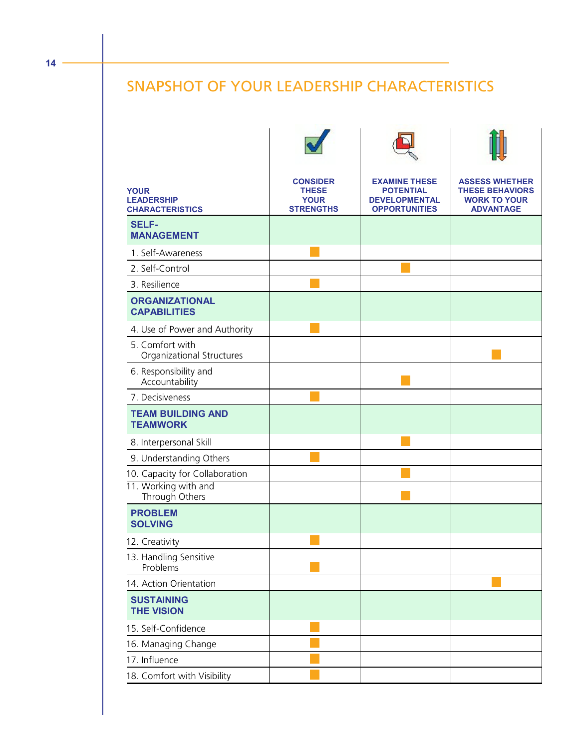## SNAPSHOT OF YOUR LEADERSHIP CHARACTERISTICS

| YOUR LEADERSHIP CHARACTERISTICS | CONSIDER THESE YOUR STRENGTHS | EXAMINE THESE POTENTIAL DEVELOPMENTAL OPPORTUNITIES | ASSESS WHETHER THESE BEHAVIORS WORK TO YOUR ADVANTAGE |
|---|---|---|---|
| **SELF-MANAGEMENT** | | | |
| 1. Self-Awareness | ■ | | |
| 2. Self-Control | | ■ | |
| 3. Resilience | ■ | | |
| **ORGANIZATIONAL CAPABILITIES** | | | |
| 4. Use of Power and Authority | ■ | | |
| 5. Comfort with Organizational Structures | | | ■ |
| 6. Responsibility and Accountability | | ■ | |
| 7. Decisiveness | ■ | | |
| **TEAM BUILDING AND TEAMWORK** | | | |
| 8. Interpersonal Skill | | ■ | |
| 9. Understanding Others | ■ | | |
| 10. Capacity for Collaboration | | ■ | |
| 11. Working with and Through Others | | ■ | |
| **PROBLEM SOLVING** | | | |
| 12. Creativity | ■ | | |
| 13. Handling Sensitive Problems | ■ | | |
| 14. Action Orientation | | | ■ |
| **SUSTAINING THE VISION** | | | |
| 15. Self-Confidence | ■ | | |
| 16. Managing Change | ■ | | |
| 17. Influence | ■ | | |
| 18. Comfort with Visibility | ■ | | |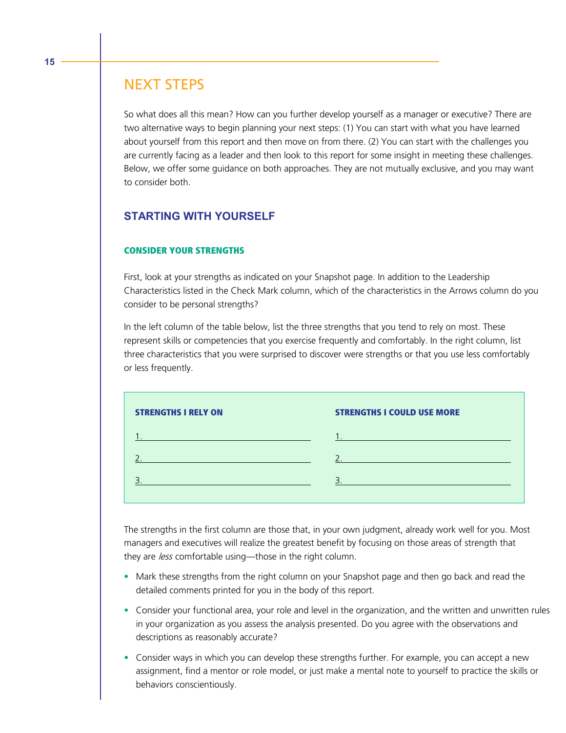# NEXT STEPS

So what does all this mean? How can you further develop yourself as a manager or executive? There are two alternative ways to begin planning your next steps: (1) You can start with what you have learned about yourself from this report and then move on from there. (2) You can start with the challenges you are currently facing as a leader and then look to this report for some insight in meeting these challenges. Below, we offer some guidance on both approaches. They are not mutually exclusive, and you may want to consider both.

## STARTING WITH YOURSELF

### CONSIDER YOUR STRENGTHS

First, look at your strengths as indicated on your Snapshot page. In addition to the Leadership Characteristics listed in the Check Mark column, which of the characteristics in the Arrows column do you consider to be personal strengths?

In the left column of the table below, list the three strengths that you tend to rely on most. These represent skills or competencies that you exercise frequently and comfortably. In the right column, list three characteristics that you were surprised to discover were strengths or that you use less comfortably or less frequently.

| STRENGTHS I RELY ON | STRENGTHS I COULD USE MORE |
|---|---|
| 1. | 1. |
| 2. | 2. |
| 3. | 3. |

The strengths in the first column are those that, in your own judgment, already work well for you. Most managers and executives will realize the greatest benefit by focusing on those areas of strength that they are *less* comfortable using—those in the right column.

- Mark these strengths from the right column on your Snapshot page and then go back and read the detailed comments printed for you in the body of this report.
- Consider your functional area, your role and level in the organization, and the written and unwritten rules in your organization as you assess the analysis presented. Do you agree with the observations and descriptions as reasonably accurate?
- Consider ways in which you can develop these strengths further. For example, you can accept a new assignment, find a mentor or role model, or just make a mental note to yourself to practice the skills or behaviors conscientiously.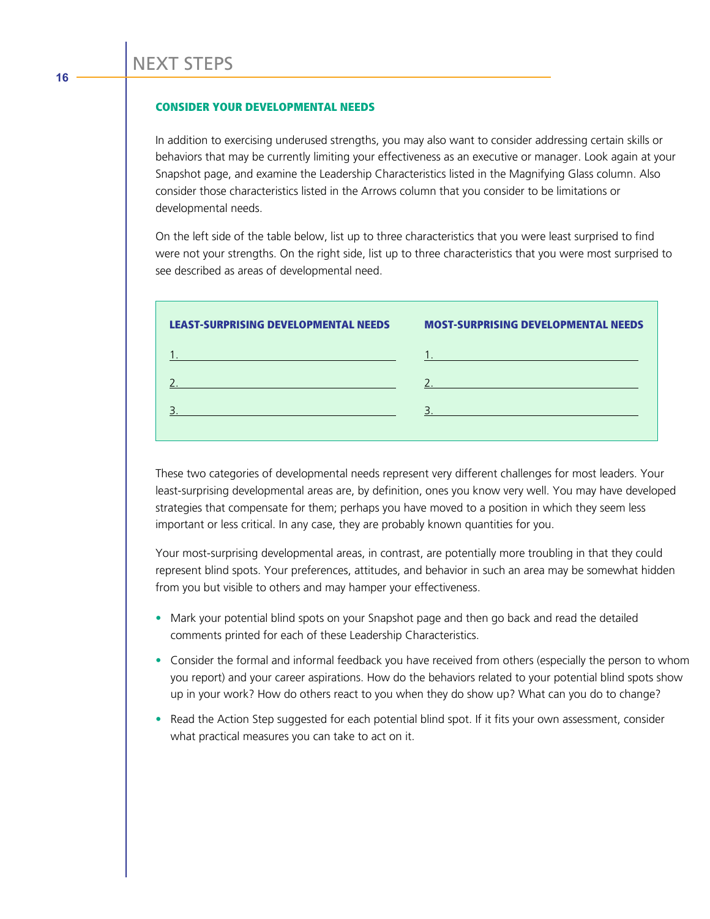# NEXT STEPS

## CONSIDER YOUR DEVELOPMENTAL NEEDS

In addition to exercising underused strengths, you may also want to consider addressing certain skills or behaviors that may be currently limiting your effectiveness as an executive or manager. Look again at your Snapshot page, and examine the Leadership Characteristics listed in the Magnifying Glass column. Also consider those characteristics listed in the Arrows column that you consider to be limitations or developmental needs.

On the left side of the table below, list up to three characteristics that you were least surprised to find were not your strengths. On the right side, list up to three characteristics that you were most surprised to see described as areas of developmental need.

| LEAST-SURPRISING DEVELOPMENTAL NEEDS | MOST-SURPRISING DEVELOPMENTAL NEEDS |
| --- | --- |
| 1. | 1. |
| 2. | 2. |
| 3. | 3. |

These two categories of developmental needs represent very different challenges for most leaders. Your least-surprising developmental areas are, by definition, ones you know very well. You may have developed strategies that compensate for them; perhaps you have moved to a position in which they seem less important or less critical. In any case, they are probably known quantities for you.

Your most-surprising developmental areas, in contrast, are potentially more troubling in that they could represent blind spots. Your preferences, attitudes, and behavior in such an area may be somewhat hidden from you but visible to others and may hamper your effectiveness.

- Mark your potential blind spots on your Snapshot page and then go back and read the detailed comments printed for each of these Leadership Characteristics.
- Consider the formal and informal feedback you have received from others (especially the person to whom you report) and your career aspirations. How do the behaviors related to your potential blind spots show up in your work? How do others react to you when they do show up? What can you do to change?
- Read the Action Step suggested for each potential blind spot. If it fits your own assessment, consider what practical measures you can take to act on it.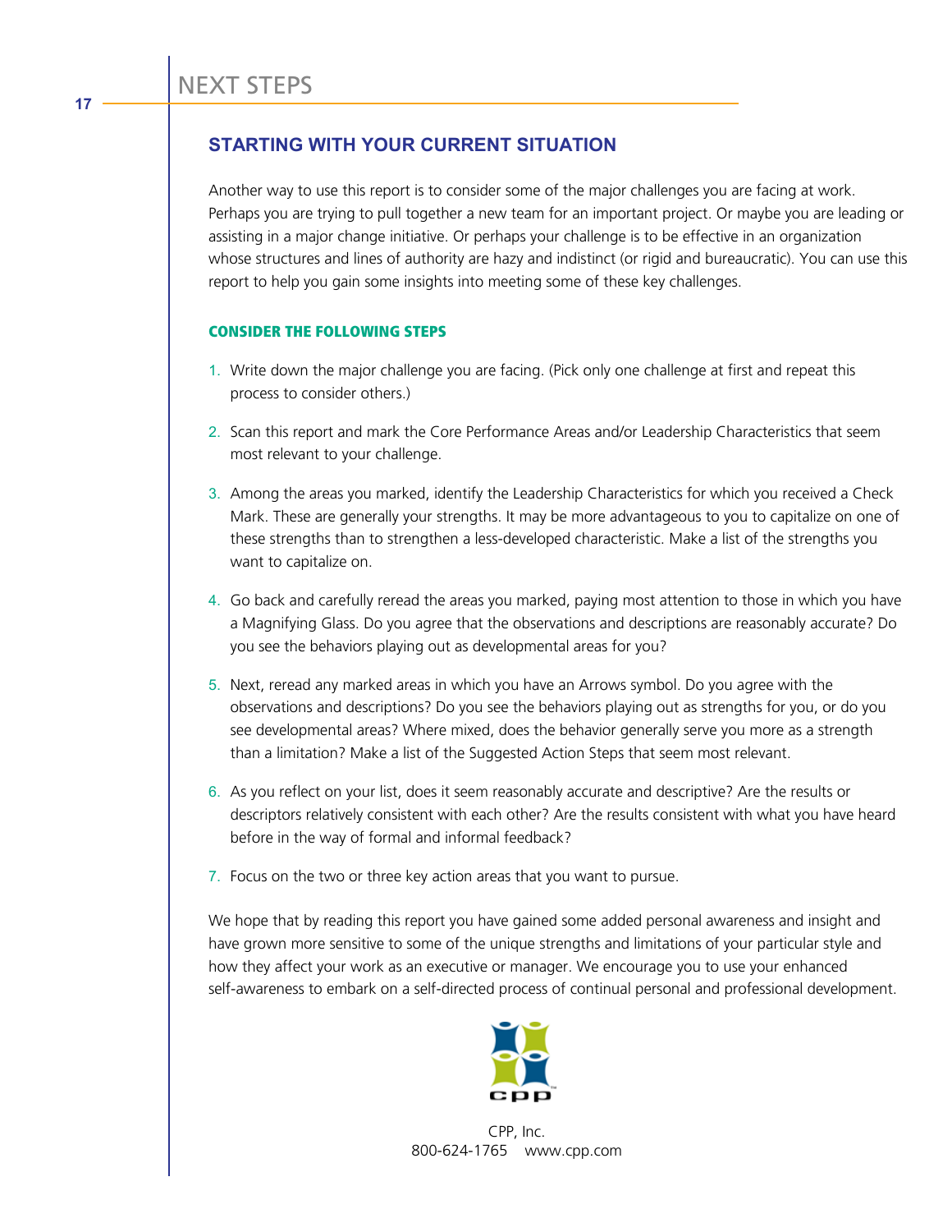# NEXT STEPS

## STARTING WITH YOUR CURRENT SITUATION

Another way to use this report is to consider some of the major challenges you are facing at work. Perhaps you are trying to pull together a new team for an important project. Or maybe you are leading or assisting in a major change initiative. Or perhaps your challenge is to be effective in an organization whose structures and lines of authority are hazy and indistinct (or rigid and bureaucratic). You can use this report to help you gain some insights into meeting some of these key challenges.

### CONSIDER THE FOLLOWING STEPS

1. Write down the major challenge you are facing. (Pick only one challenge at first and repeat this process to consider others.)
2. Scan this report and mark the Core Performance Areas and/or Leadership Characteristics that seem most relevant to your challenge.
3. Among the areas you marked, identify the Leadership Characteristics for which you received a Check Mark. These are generally your strengths. It may be more advantageous to you to capitalize on one of these strengths than to strengthen a less-developed characteristic. Make a list of the strengths you want to capitalize on.
4. Go back and carefully reread the areas you marked, paying most attention to those in which you have a Magnifying Glass. Do you agree that the observations and descriptions are reasonably accurate? Do you see the behaviors playing out as developmental areas for you?
5. Next, reread any marked areas in which you have an Arrows symbol. Do you agree with the observations and descriptions? Do you see the behaviors playing out as strengths for you, or do you see developmental areas? Where mixed, does the behavior generally serve you more as a strength than a limitation? Make a list of the Suggested Action Steps that seem most relevant.
6. As you reflect on your list, does it seem reasonably accurate and descriptive? Are the results or descriptors relatively consistent with each other? Are the results consistent with what you have heard before in the way of formal and informal feedback?
7. Focus on the two or three key action areas that you want to pursue.

We hope that by reading this report you have gained some added personal awareness and insight and have grown more sensitive to some of the unique strengths and limitations of your particular style and how they affect your work as an executive or manager. We encourage you to use your enhanced self-awareness to embark on a self-directed process of continual personal and professional development.

cpp

CPP, Inc.
800-624-1765 www.cpp.com